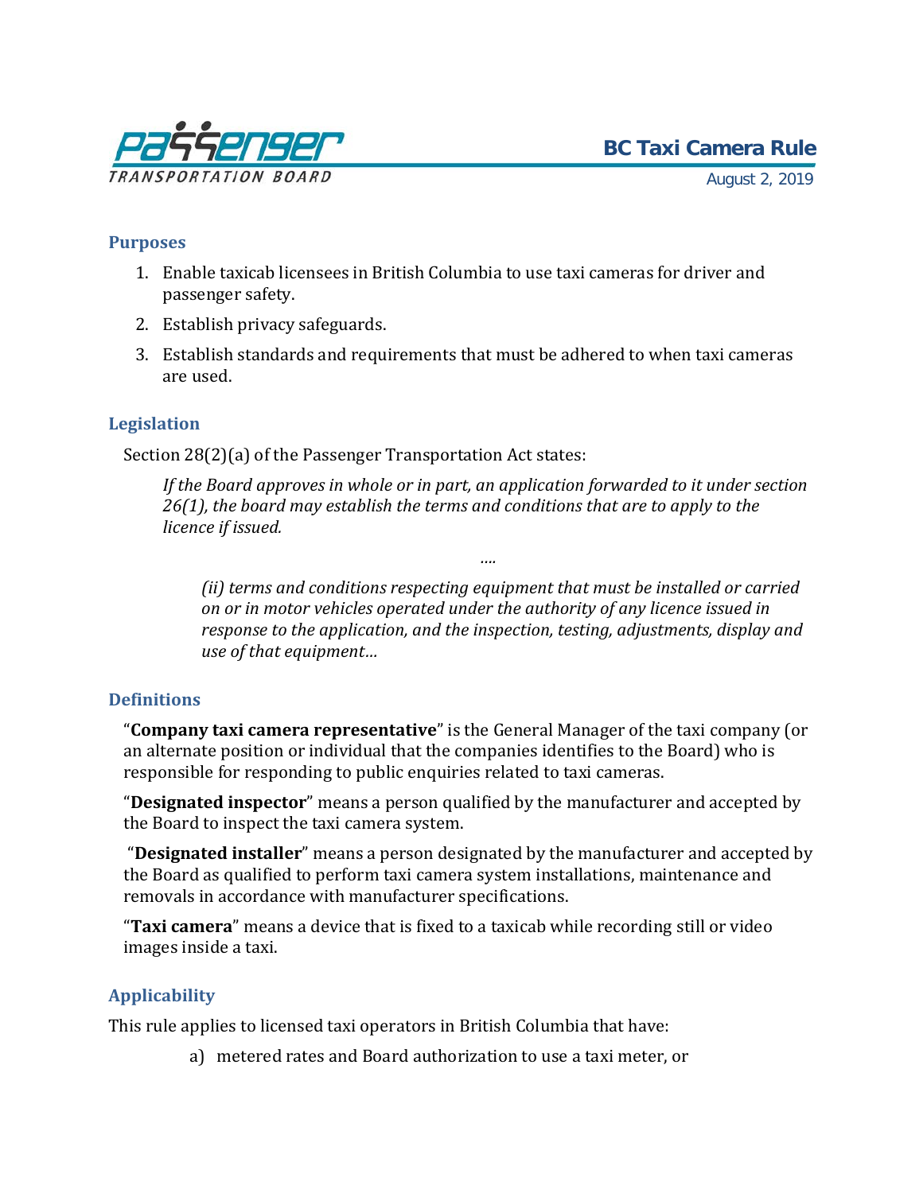# BC Taxi Camera Rule

August 2, 2019

## Purposes

1. Enable taxicab licensees in British Columbia to use taxi cameras for driver and passenger safety.
2. Establish privacy safeguards.
3. Establish standards and requirements that must be adhered to when taxi cameras are used.

## Legislation

Section 28(2)(a) of the Passenger Transportation Act states:

> *If the Board approves in whole or in part, an application forwarded to it under section 26(1), the board may establish the terms and conditions that are to apply to the licence if issued.*
>
> ….
>
> > *(ii) terms and conditions respecting equipment that must be installed or carried on or in motor vehicles operated under the authority of any licence issued in response to the application, and the inspection, testing, adjustments, display and use of that equipment…*

## Definitions

"**Company taxi camera representative**" is the General Manager of the taxi company (or an alternate position or individual that the companies identifies to the Board) who is responsible for responding to public enquiries related to taxi cameras.

"**Designated inspector**" means a person qualified by the manufacturer and accepted by the Board to inspect the taxi camera system.

"**Designated installer**" means a person designated by the manufacturer and accepted by the Board as qualified to perform taxi camera system installations, maintenance and removals in accordance with manufacturer specifications.

"**Taxi camera**" means a device that is fixed to a taxicab while recording still or video images inside a taxi.

## Applicability

This rule applies to licensed taxi operators in British Columbia that have:

a) metered rates and Board authorization to use a taxi meter, or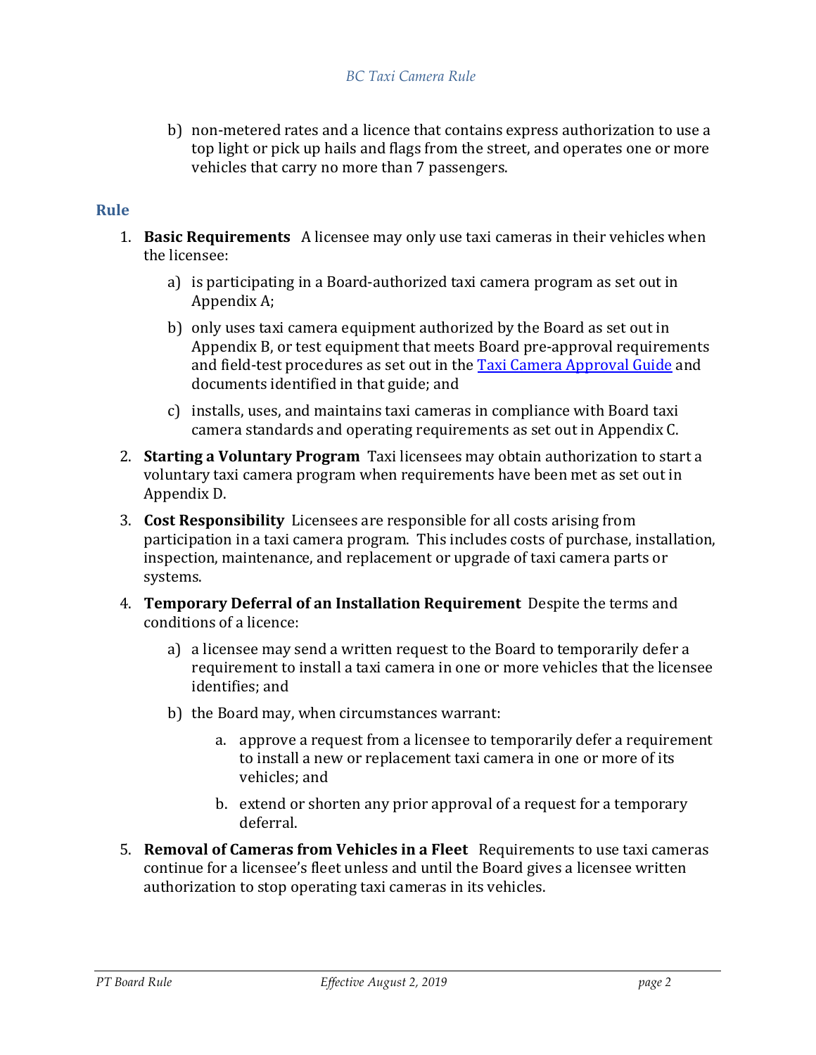b) non-metered rates and a licence that contains express authorization to use a top light or pick up hails and flags from the street, and operates one or more vehicles that carry no more than 7 passengers.

## Rule

1. **Basic Requirements** A licensee may only use taxi cameras in their vehicles when the licensee:

   a) is participating in a Board-authorized taxi camera program as set out in Appendix A;

   b) only uses taxi camera equipment authorized by the Board as set out in Appendix B, or test equipment that meets Board pre-approval requirements and field-test procedures as set out in the Taxi Camera Approval Guide and documents identified in that guide; and

   c) installs, uses, and maintains taxi cameras in compliance with Board taxi camera standards and operating requirements as set out in Appendix C.

2. **Starting a Voluntary Program** Taxi licensees may obtain authorization to start a voluntary taxi camera program when requirements have been met as set out in Appendix D.

3. **Cost Responsibility** Licensees are responsible for all costs arising from participation in a taxi camera program. This includes costs of purchase, installation, inspection, maintenance, and replacement or upgrade of taxi camera parts or systems.

4. **Temporary Deferral of an Installation Requirement** Despite the terms and conditions of a licence:

   a) a licensee may send a written request to the Board to temporarily defer a requirement to install a taxi camera in one or more vehicles that the licensee identifies; and

   b) the Board may, when circumstances warrant:

      a. approve a request from a licensee to temporarily defer a requirement to install a new or replacement taxi camera in one or more of its vehicles; and

      b. extend or shorten any prior approval of a request for a temporary deferral.

5. **Removal of Cameras from Vehicles in a Fleet** Requirements to use taxi cameras continue for a licensee's fleet unless and until the Board gives a licensee written authorization to stop operating taxi cameras in its vehicles.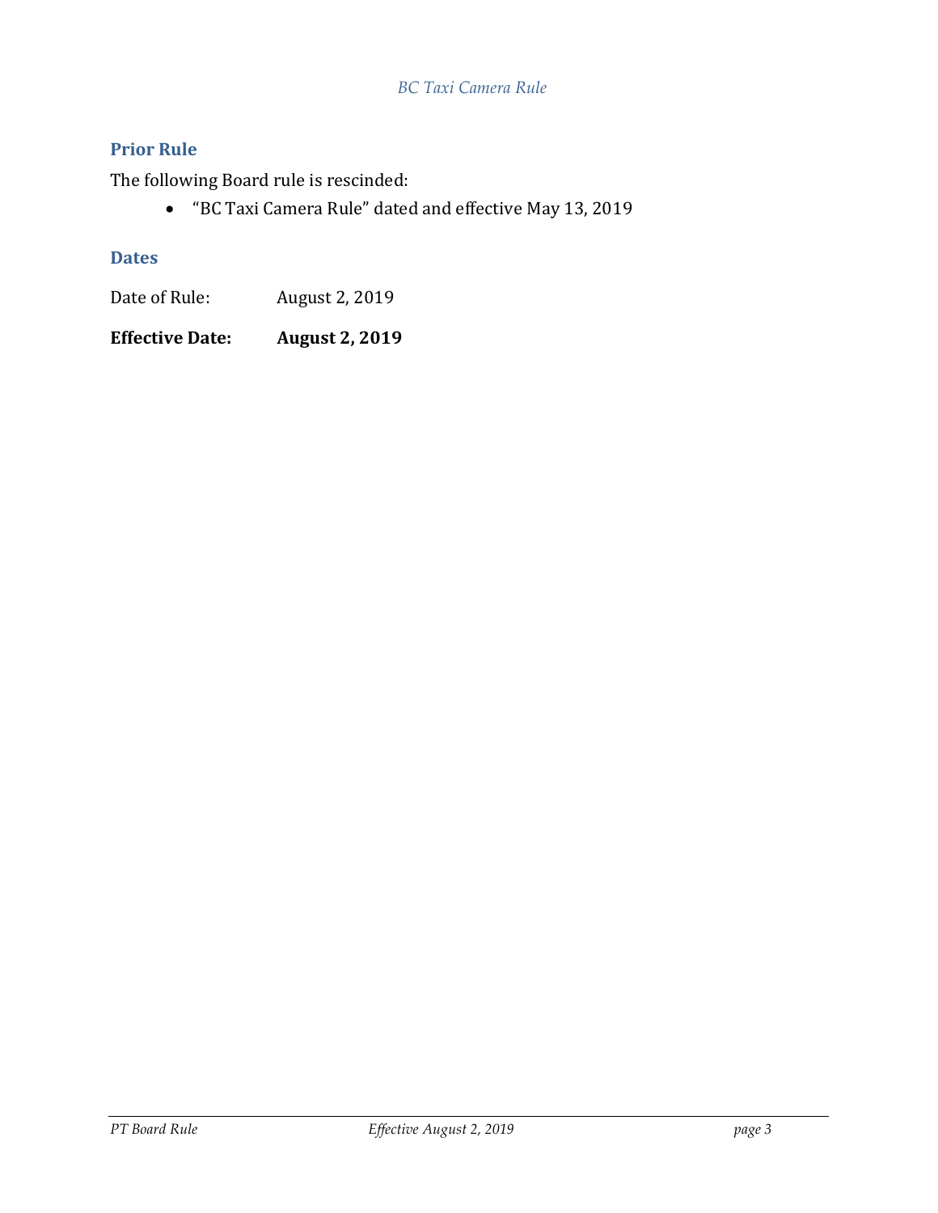## Prior Rule

The following Board rule is rescinded:

- "BC Taxi Camera Rule" dated and effective May 13, 2019

## Dates

Date of Rule: August 2, 2019

**Effective Date: August 2, 2019**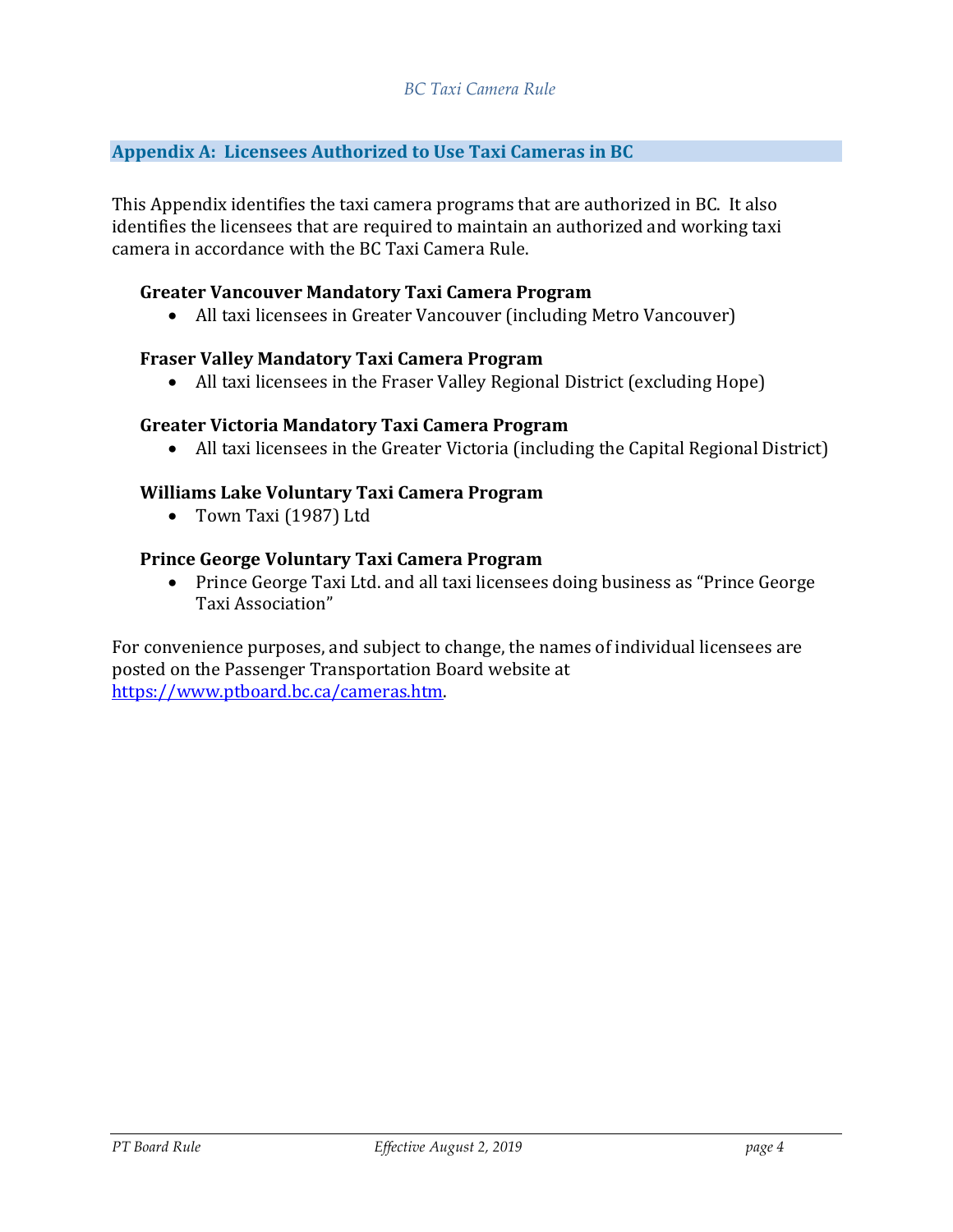## Appendix A: Licensees Authorized to Use Taxi Cameras in BC

This Appendix identifies the taxi camera programs that are authorized in BC. It also identifies the licensees that are required to maintain an authorized and working taxi camera in accordance with the BC Taxi Camera Rule.

**Greater Vancouver Mandatory Taxi Camera Program**

- All taxi licensees in Greater Vancouver (including Metro Vancouver)

**Fraser Valley Mandatory Taxi Camera Program**

- All taxi licensees in the Fraser Valley Regional District (excluding Hope)

**Greater Victoria Mandatory Taxi Camera Program**

- All taxi licensees in the Greater Victoria (including the Capital Regional District)

**Williams Lake Voluntary Taxi Camera Program**

- Town Taxi (1987) Ltd

**Prince George Voluntary Taxi Camera Program**

- Prince George Taxi Ltd. and all taxi licensees doing business as "Prince George Taxi Association"

For convenience purposes, and subject to change, the names of individual licensees are posted on the Passenger Transportation Board website at [https://www.ptboard.bc.ca/cameras.htm](https://www.ptboard.bc.ca/cameras.htm).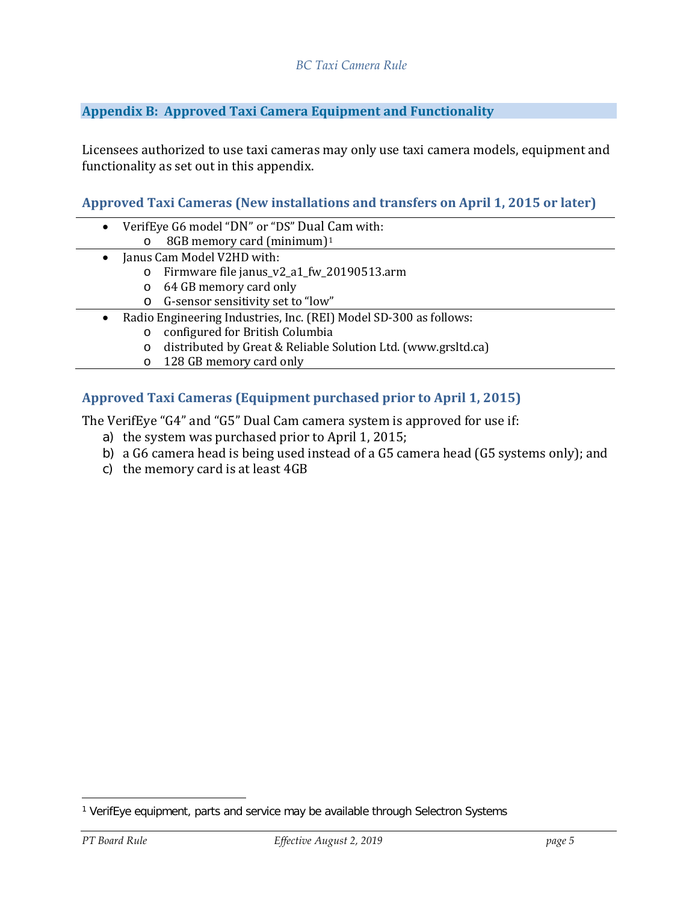## Appendix B: Approved Taxi Camera Equipment and Functionality

Licensees authorized to use taxi cameras may only use taxi camera models, equipment and functionality as set out in this appendix.

### Approved Taxi Cameras (New installations and transfers on April 1, 2015 or later)

- VerifEye G6 model “DN” or “DS” Dual Cam with:
  - 8GB memory card (minimum)[1]
- Janus Cam Model V2HD with:
  - Firmware file janus_v2_a1_fw_20190513.arm
  - 64 GB memory card only
  - G-sensor sensitivity set to “low”
- Radio Engineering Industries, Inc. (REI) Model SD-300 as follows:
  - configured for British Columbia
  - distributed by Great & Reliable Solution Ltd. (www.grsltd.ca)
  - 128 GB memory card only

### Approved Taxi Cameras (Equipment purchased prior to April 1, 2015)

The VerifEye “G4” and “G5” Dual Cam camera system is approved for use if:

a) the system was purchased prior to April 1, 2015;
b) a G6 camera head is being used instead of a G5 camera head (G5 systems only); and
c) the memory card is at least 4GB

[1] VerifEye equipment, parts and service may be available through Selectron Systems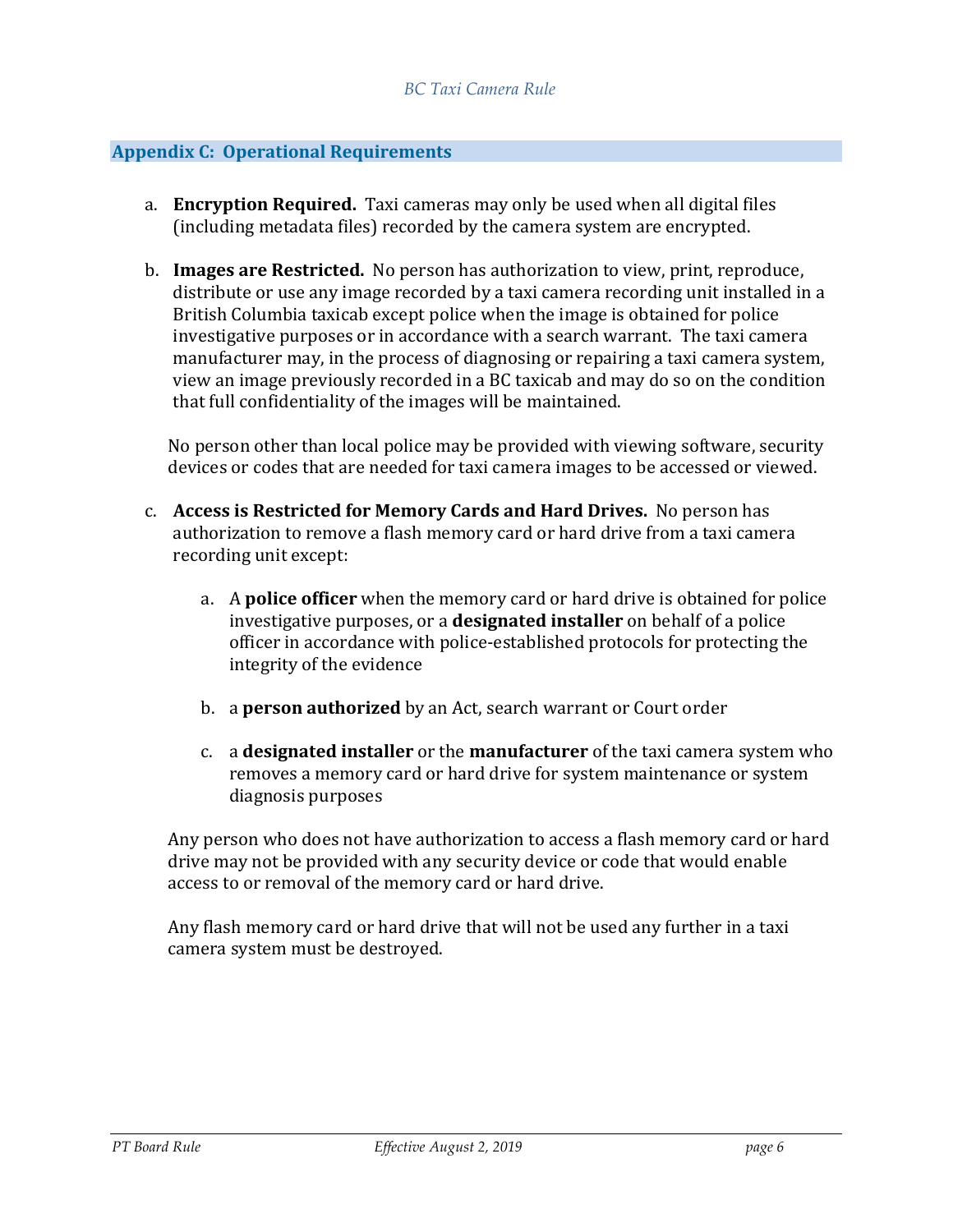## Appendix C: Operational Requirements

a. **Encryption Required.** Taxi cameras may only be used when all digital files (including metadata files) recorded by the camera system are encrypted.

b. **Images are Restricted.** No person has authorization to view, print, reproduce, distribute or use any image recorded by a taxi camera recording unit installed in a British Columbia taxicab except police when the image is obtained for police investigative purposes or in accordance with a search warrant. The taxi camera manufacturer may, in the process of diagnosing or repairing a taxi camera system, view an image previously recorded in a BC taxicab and may do so on the condition that full confidentiality of the images will be maintained.

   No person other than local police may be provided with viewing software, security devices or codes that are needed for taxi camera images to be accessed or viewed.

c. **Access is Restricted for Memory Cards and Hard Drives.** No person has authorization to remove a flash memory card or hard drive from a taxi camera recording unit except:

   a. A **police officer** when the memory card or hard drive is obtained for police investigative purposes, or a **designated installer** on behalf of a police officer in accordance with police-established protocols for protecting the integrity of the evidence

   b. a **person authorized** by an Act, search warrant or Court order

   c. a **designated installer** or the **manufacturer** of the taxi camera system who removes a memory card or hard drive for system maintenance or system diagnosis purposes

   Any person who does not have authorization to access a flash memory card or hard drive may not be provided with any security device or code that would enable access to or removal of the memory card or hard drive.

   Any flash memory card or hard drive that will not be used any further in a taxi camera system must be destroyed.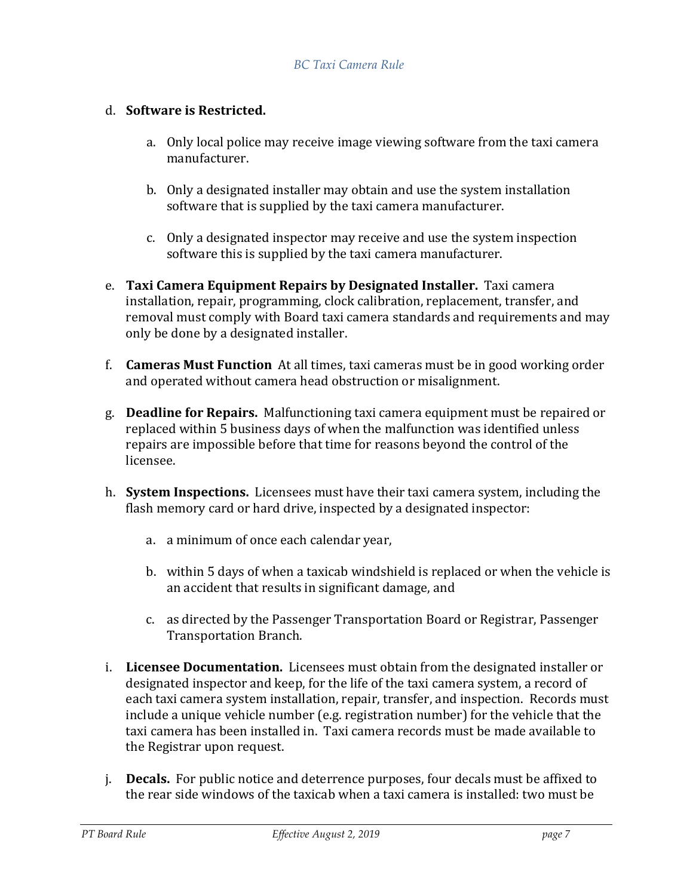d. **Software is Restricted.**

   a. Only local police may receive image viewing software from the taxi camera manufacturer.

   b. Only a designated installer may obtain and use the system installation software that is supplied by the taxi camera manufacturer.

   c. Only a designated inspector may receive and use the system inspection software this is supplied by the taxi camera manufacturer.

e. **Taxi Camera Equipment Repairs by Designated Installer.** Taxi camera installation, repair, programming, clock calibration, replacement, transfer, and removal must comply with Board taxi camera standards and requirements and may only be done by a designated installer.

f. **Cameras Must Function** At all times, taxi cameras must be in good working order and operated without camera head obstruction or misalignment.

g. **Deadline for Repairs.** Malfunctioning taxi camera equipment must be repaired or replaced within 5 business days of when the malfunction was identified unless repairs are impossible before that time for reasons beyond the control of the licensee.

h. **System Inspections.** Licensees must have their taxi camera system, including the flash memory card or hard drive, inspected by a designated inspector:

   a. a minimum of once each calendar year,

   b. within 5 days of when a taxicab windshield is replaced or when the vehicle is an accident that results in significant damage, and

   c. as directed by the Passenger Transportation Board or Registrar, Passenger Transportation Branch.

i. **Licensee Documentation.** Licensees must obtain from the designated installer or designated inspector and keep, for the life of the taxi camera system, a record of each taxi camera system installation, repair, transfer, and inspection. Records must include a unique vehicle number (e.g. registration number) for the vehicle that the taxi camera has been installed in. Taxi camera records must be made available to the Registrar upon request.

j. **Decals.** For public notice and deterrence purposes, four decals must be affixed to the rear side windows of the taxicab when a taxi camera is installed: two must be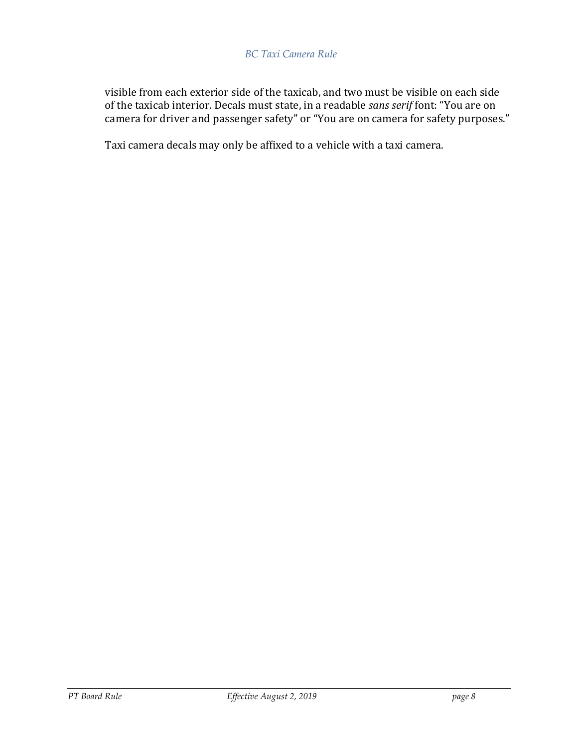visible from each exterior side of the taxicab, and two must be visible on each side of the taxicab interior. Decals must state, in a readable *sans serif* font: "You are on camera for driver and passenger safety" or "You are on camera for safety purposes."

Taxi camera decals may only be affixed to a vehicle with a taxi camera.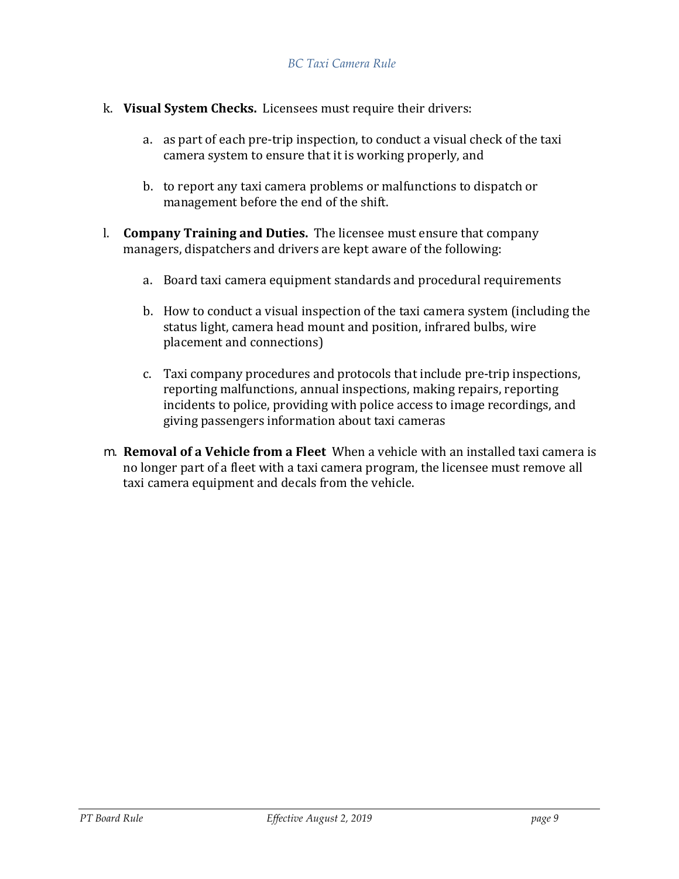k. **Visual System Checks.** Licensees must require their drivers:

   a. as part of each pre-trip inspection, to conduct a visual check of the taxi camera system to ensure that it is working properly, and

   b. to report any taxi camera problems or malfunctions to dispatch or management before the end of the shift.

l. **Company Training and Duties.** The licensee must ensure that company managers, dispatchers and drivers are kept aware of the following:

   a. Board taxi camera equipment standards and procedural requirements

   b. How to conduct a visual inspection of the taxi camera system (including the status light, camera head mount and position, infrared bulbs, wire placement and connections)

   c. Taxi company procedures and protocols that include pre-trip inspections, reporting malfunctions, annual inspections, making repairs, reporting incidents to police, providing with police access to image recordings, and giving passengers information about taxi cameras

m. **Removal of a Vehicle from a Fleet** When a vehicle with an installed taxi camera is no longer part of a fleet with a taxi camera program, the licensee must remove all taxi camera equipment and decals from the vehicle.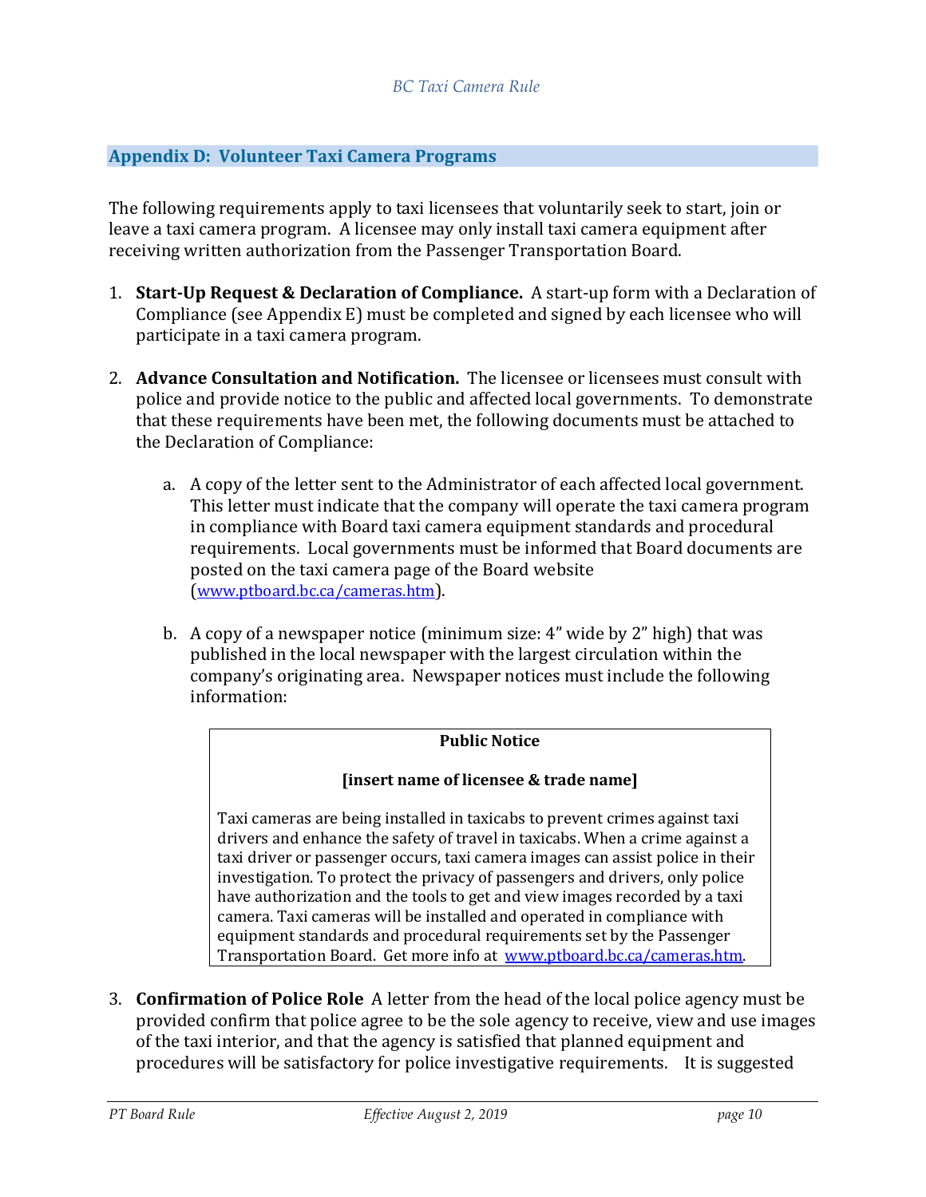## Appendix D: Volunteer Taxi Camera Programs

The following requirements apply to taxi licensees that voluntarily seek to start, join or leave a taxi camera program. A licensee may only install taxi camera equipment after receiving written authorization from the Passenger Transportation Board.

1. **Start-Up Request & Declaration of Compliance.** A start-up form with a Declaration of Compliance (see Appendix E) must be completed and signed by each licensee who will participate in a taxi camera program.

2. **Advance Consultation and Notification.** The licensee or licensees must consult with police and provide notice to the public and affected local governments. To demonstrate that these requirements have been met, the following documents must be attached to the Declaration of Compliance:

    a. A copy of the letter sent to the Administrator of each affected local government. This letter must indicate that the company will operate the taxi camera program in compliance with Board taxi camera equipment standards and procedural requirements. Local governments must be informed that Board documents are posted on the taxi camera page of the Board website (www.ptboard.bc.ca/cameras.htm).

    b. A copy of a newspaper notice (minimum size: 4" wide by 2" high) that was published in the local newspaper with the largest circulation within the company's originating area. Newspaper notices must include the following information:

    > **Public Notice**
    >
    > **[insert name of licensee & trade name]**
    >
    > Taxi cameras are being installed in taxicabs to prevent crimes against taxi drivers and enhance the safety of travel in taxicabs. When a crime against a taxi driver or passenger occurs, taxi camera images can assist police in their investigation. To protect the privacy of passengers and drivers, only police have authorization and the tools to get and view images recorded by a taxi camera. Taxi cameras will be installed and operated in compliance with equipment standards and procedural requirements set by the Passenger Transportation Board. Get more info at www.ptboard.bc.ca/cameras.htm.

3. **Confirmation of Police Role** A letter from the head of the local police agency must be provided confirm that police agree to be the sole agency to receive, view and use images of the taxi interior, and that the agency is satisfied that planned equipment and procedures will be satisfactory for police investigative requirements. It is suggested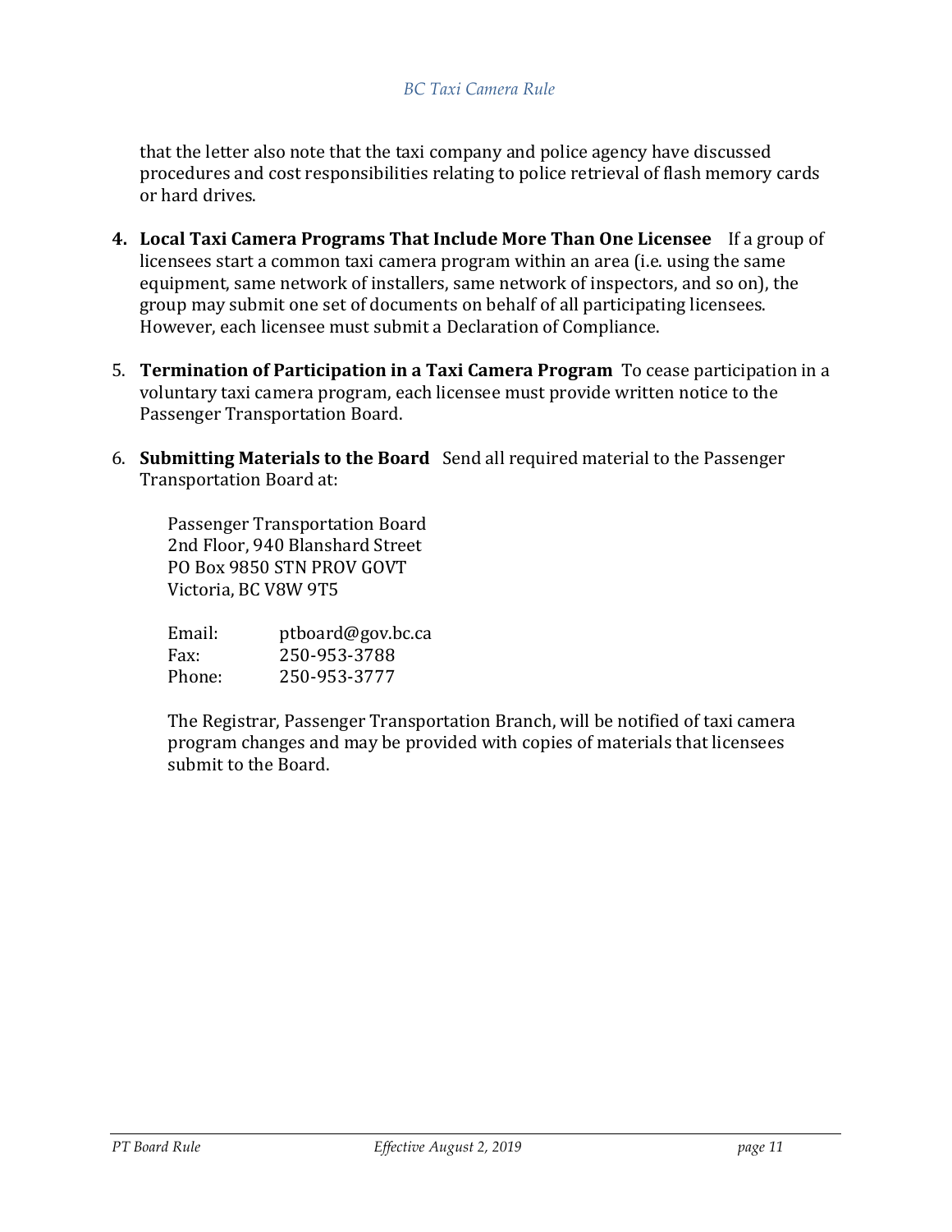that the letter also note that the taxi company and police agency have discussed procedures and cost responsibilities relating to police retrieval of flash memory cards or hard drives.

4. **Local Taxi Camera Programs That Include More Than One Licensee** If a group of licensees start a common taxi camera program within an area (i.e. using the same equipment, same network of installers, same network of inspectors, and so on), the group may submit one set of documents on behalf of all participating licensees. However, each licensee must submit a Declaration of Compliance.

5. **Termination of Participation in a Taxi Camera Program** To cease participation in a voluntary taxi camera program, each licensee must provide written notice to the Passenger Transportation Board.

6. **Submitting Materials to the Board** Send all required material to the Passenger Transportation Board at:

   Passenger Transportation Board
   2nd Floor, 940 Blanshard Street
   PO Box 9850 STN PROV GOVT
   Victoria, BC V8W 9T5

   Email: ptboard@gov.bc.ca
   Fax: 250-953-3788
   Phone: 250-953-3777

   The Registrar, Passenger Transportation Branch, will be notified of taxi camera program changes and may be provided with copies of materials that licensees submit to the Board.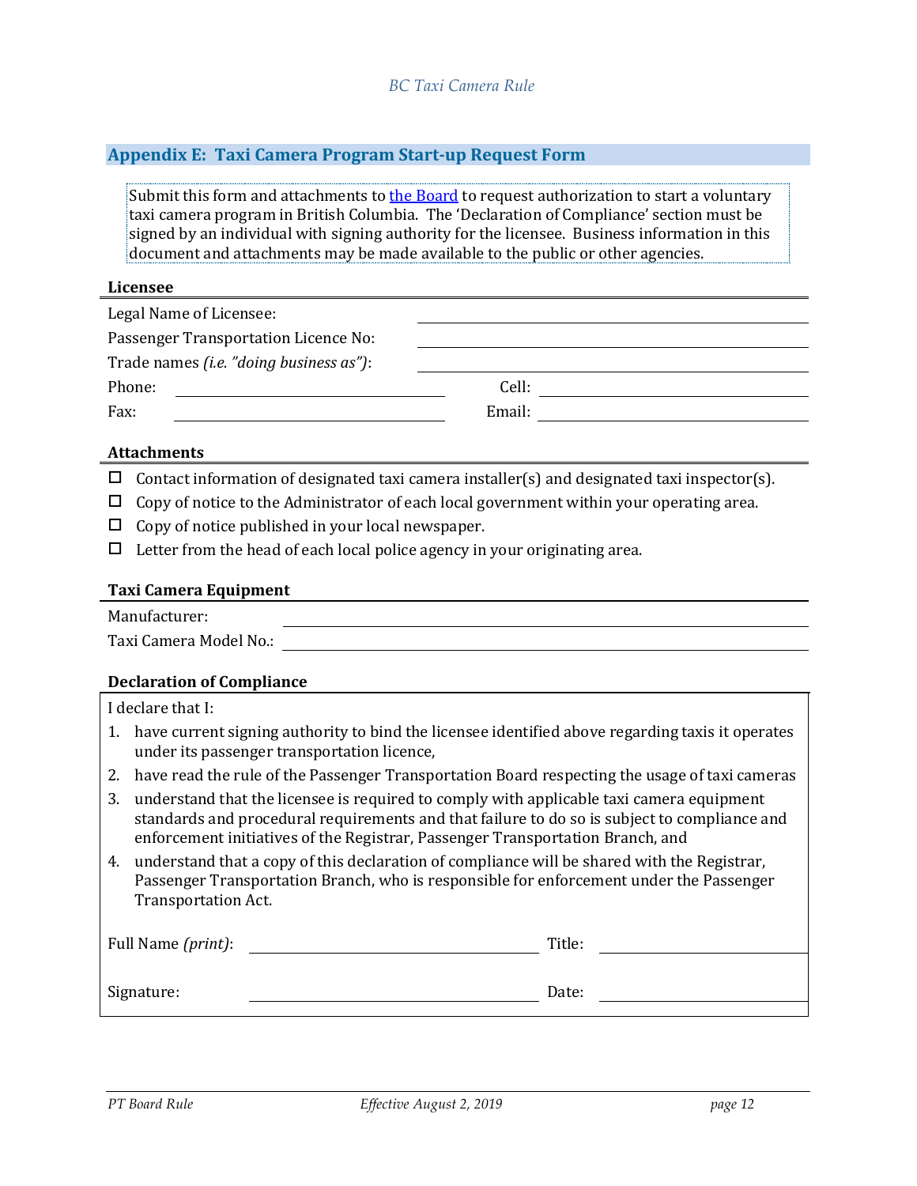## Appendix E: Taxi Camera Program Start-up Request Form

Submit this form and attachments to [the Board](#) to request authorization to start a voluntary taxi camera program in British Columbia. The 'Declaration of Compliance' section must be signed by an individual with signing authority for the licensee. Business information in this document and attachments may be made available to the public or other agencies.

### Licensee

Legal Name of Licensee: ______________________________

Passenger Transportation Licence No: ______________________________

Trade names *(i.e. "doing business as")*: ______________________________

Phone: ____________________ Cell: ____________________

Fax: ____________________ Email: ____________________

### Attachments

- ☐ Contact information of designated taxi camera installer(s) and designated taxi inspector(s).
- ☐ Copy of notice to the Administrator of each local government within your operating area.
- ☐ Copy of notice published in your local newspaper.
- ☐ Letter from the head of each local police agency in your originating area.

### Taxi Camera Equipment

Manufacturer: ______________________________

Taxi Camera Model No.: ______________________________

### Declaration of Compliance

I declare that I:

1. have current signing authority to bind the licensee identified above regarding taxis it operates under its passenger transportation licence,
2. have read the rule of the Passenger Transportation Board respecting the usage of taxi cameras
3. understand that the licensee is required to comply with applicable taxi camera equipment standards and procedural requirements and that failure to do so is subject to compliance and enforcement initiatives of the Registrar, Passenger Transportation Branch, and
4. understand that a copy of this declaration of compliance will be shared with the Registrar, Passenger Transportation Branch, who is responsible for enforcement under the Passenger Transportation Act.

Full Name *(print)*: ____________________ Title: ____________________

Signature: ____________________ Date: ____________________